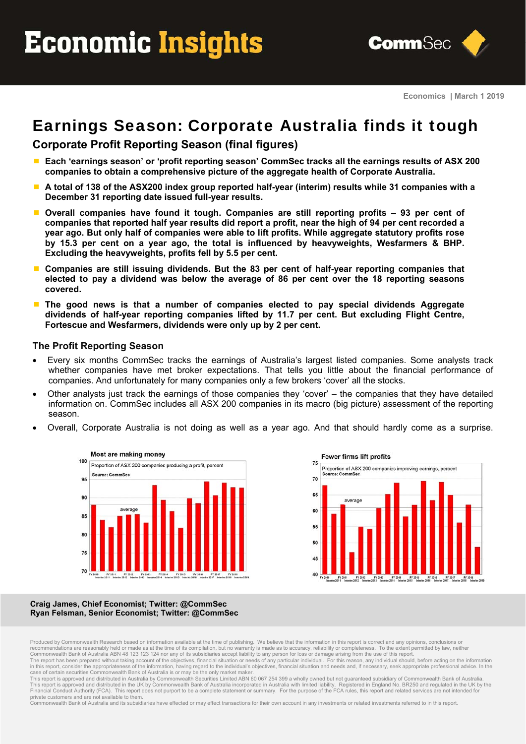# Economic Insights

Economics | March 1 2019

## Earnings Season: Corporate Australia finds it tough

### Corporate Profit Reporting Season (final figures)

- **Each 'earnings season' or 'profit reporting season' CommSec tracks all the earnings results of ASX 200 companies to obtain a comprehensive picture of the aggregate health of Corporate Australia.**
- **A total of 138 of the ASX200 index group reported half-year (interim) results while 31 companies with a December 31 reporting date issued full-year results.**
- **Overall companies have found it tough. Companies are still reporting profits – 93 per cent of companies that reported half year results did report a profit, near the high of 94 per cent recorded a year ago. But only half of companies were able to lift profits. While aggregate statutory profits rose by 15.3 per cent on a year ago, the total is influenced by heavyweights, Wesfarmers & BHP. Excluding the heavyweights, profits fell by 5.5 per cent.**
- **Companies are still issuing dividends. But the 83 per cent of half-year reporting companies that elected to pay a dividend was below the average of 86 per cent over the 18 reporting seasons covered.**
- **The good news is that a number of companies elected to pay special dividends Aggregate dividends of half-year reporting companies lifted by 11.7 per cent. But excluding Flight Centre, Fortescue and Wesfarmers, dividends were only up by 2 per cent.**

### The Profit Reporting Season

- Every six months CommSec tracks the earnings of Australia's largest listed companies. Some analysts track whether companies have met broker expectations. That tells you little about the financial performance of companies. And unfortunately for many companies only a few brokers 'cover' all the stocks.
- Other analysts just track the earnings of those companies they 'cover' – the companies that they have detailed information on. CommSec includes all ASX 200 companies in its macro (big picture) assessment of the reporting season.
- Overall, Corporate Australia is not doing as well as a year ago. And that should hardly come as a surprise.

**Craig James, Chief Economist; Twitter: @CommSec**
**Ryan Felsman, Senior Economist; Twitter: @CommSec**

Produced by Commonwealth Research based on information available at the time of publishing. We believe that the information in this report is correct and any opinions, conclusions or recommendations are reasonably held or made as at the time of its compilation, but no warranty is made as to accuracy, reliability or completeness. To the extent permitted by law, neither Commonwealth Bank of Australia ABN 48 123 123 124 nor any of its subsidiaries accept liability to any person for loss or damage arising from the use of this report.
The report has been prepared without taking account of the objectives, financial situation or needs of any particular individual. For this reason, any individual should, before acting on the information in this report, consider the appropriateness of the information, having regard to the individual's objectives, financial situation and needs and, if necessary, seek appropriate professional advice. In the case of certain securities Commonwealth Bank of Australia is or may be the only market maker.
This report is approved and distributed in Australia by Commonwealth Securities Limited ABN 60 067 254 399 a wholly owned but not guaranteed subsidiary of Commonwealth Bank of Australia.
This report is approved and distributed in the UK by Commonwealth Bank of Australia incorporated in Australia with limited liability. Registered in England No. BR250 and regulated in the UK by the Financial Conduct Authority (FCA). This report does not purport to be a complete statement or summary. For the purpose of the FCA rules, this report and related services are not intended for private customers and are not available to them.
Commonwealth Bank of Australia and its subsidiaries have effected or may effect transactions for their own account in any investments or related investments referred to in this report.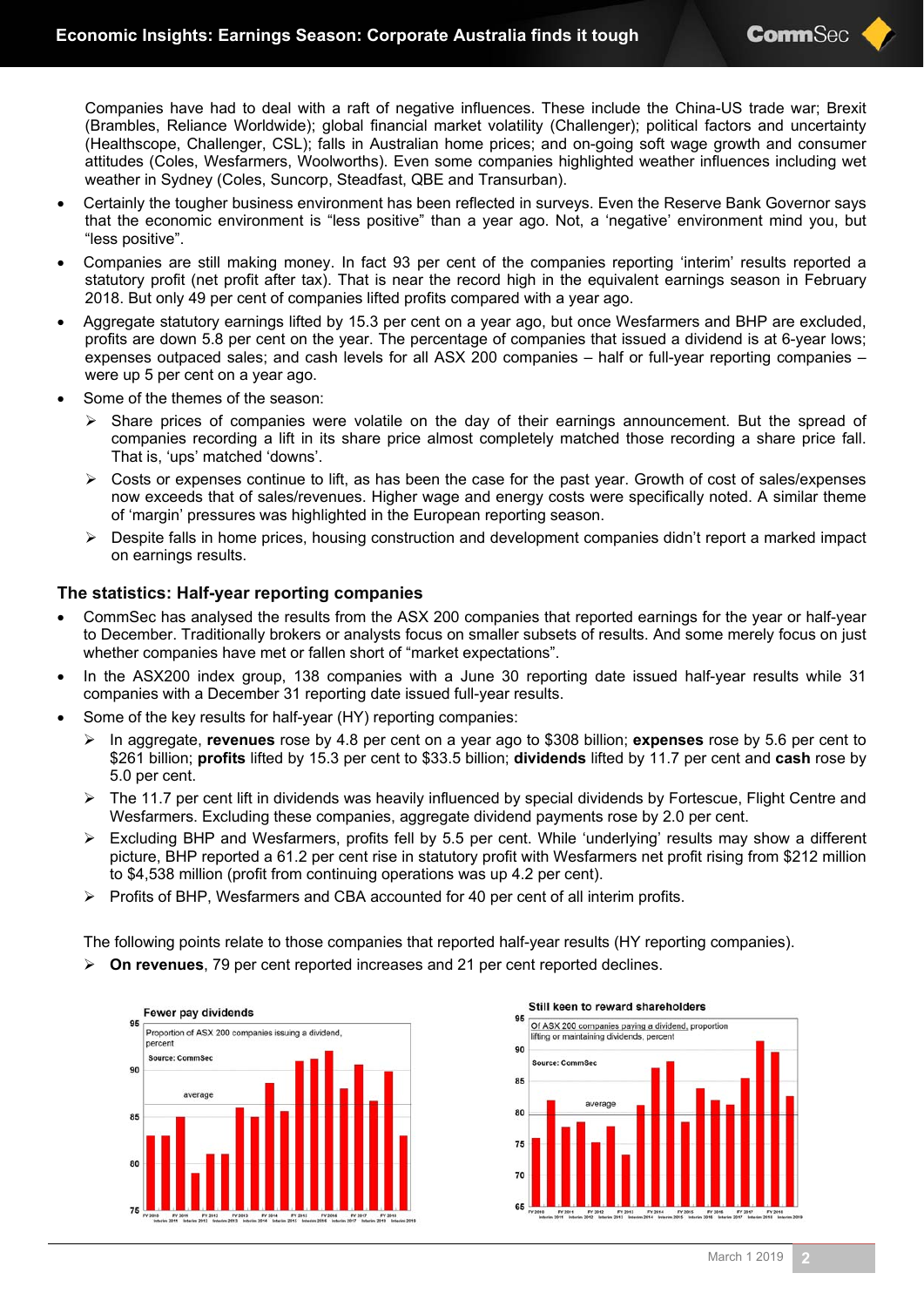Companies have had to deal with a raft of negative influences. These include the China-US trade war; Brexit (Brambles, Reliance Worldwide); global financial market volatility (Challenger); political factors and uncertainty (Healthscope, Challenger, CSL); falls in Australian home prices; and on-going soft wage growth and consumer attitudes (Coles, Wesfarmers, Woolworths). Even some companies highlighted weather influences including wet weather in Sydney (Coles, Suncorp, Steadfast, QBE and Transurban).

- Certainly the tougher business environment has been reflected in surveys. Even the Reserve Bank Governor says that the economic environment is "less positive" than a year ago. Not, a 'negative' environment mind you, but "less positive".
- Companies are still making money. In fact 93 per cent of the companies reporting 'interim' results reported a statutory profit (net profit after tax). That is near the record high in the equivalent earnings season in February 2018. But only 49 per cent of companies lifted profits compared with a year ago.
- Aggregate statutory earnings lifted by 15.3 per cent on a year ago, but once Wesfarmers and BHP are excluded, profits are down 5.8 per cent on the year. The percentage of companies that issued a dividend is at 6-year lows; expenses outpaced sales; and cash levels for all ASX 200 companies – half or full-year reporting companies – were up 5 per cent on a year ago.
- Some of the themes of the season:
  - Share prices of companies were volatile on the day of their earnings announcement. But the spread of companies recording a lift in its share price almost completely matched those recording a share price fall. That is, 'ups' matched 'downs'.
  - Costs or expenses continue to lift, as has been the case for the past year. Growth of cost of sales/expenses now exceeds that of sales/revenues. Higher wage and energy costs were specifically noted. A similar theme of 'margin' pressures was highlighted in the European reporting season.
  - Despite falls in home prices, housing construction and development companies didn't report a marked impact on earnings results.

### The statistics: Half-year reporting companies

- CommSec has analysed the results from the ASX 200 companies that reported earnings for the year or half-year to December. Traditionally brokers or analysts focus on smaller subsets of results. And some merely focus on just whether companies have met or fallen short of "market expectations".
- In the ASX200 index group, 138 companies with a June 30 reporting date issued half-year results while 31 companies with a December 31 reporting date issued full-year results.
- Some of the key results for half-year (HY) reporting companies:
  - In aggregate, **revenues** rose by 4.8 per cent on a year ago to $308 billion; **expenses** rose by 5.6 per cent to $261 billion; **profits** lifted by 15.3 per cent to $33.5 billion; **dividends** lifted by 11.7 per cent and **cash** rose by 5.0 per cent.
  - The 11.7 per cent lift in dividends was heavily influenced by special dividends by Fortescue, Flight Centre and Wesfarmers. Excluding these companies, aggregate dividend payments rose by 2.0 per cent.
  - Excluding BHP and Wesfarmers, profits fell by 5.5 per cent. While 'underlying' results may show a different picture, BHP reported a 61.2 per cent rise in statutory profit with Wesfarmers net profit rising from $212 million to $4,538 million (profit from continuing operations was up 4.2 per cent).
  - Profits of BHP, Wesfarmers and CBA accounted for 40 per cent of all interim profits.

The following points relate to those companies that reported half-year results (HY reporting companies).

- **On revenues**, 79 per cent reported increases and 21 per cent reported declines.

**Fewer pay dividends**

Proportion of ASX 200 companies issuing a dividend, percent. Source: CommSec

**Still keen to reward shareholders**

Of ASX 200 companies paying a dividend, proportion lifting or maintaining dividends, percent. Source: CommSec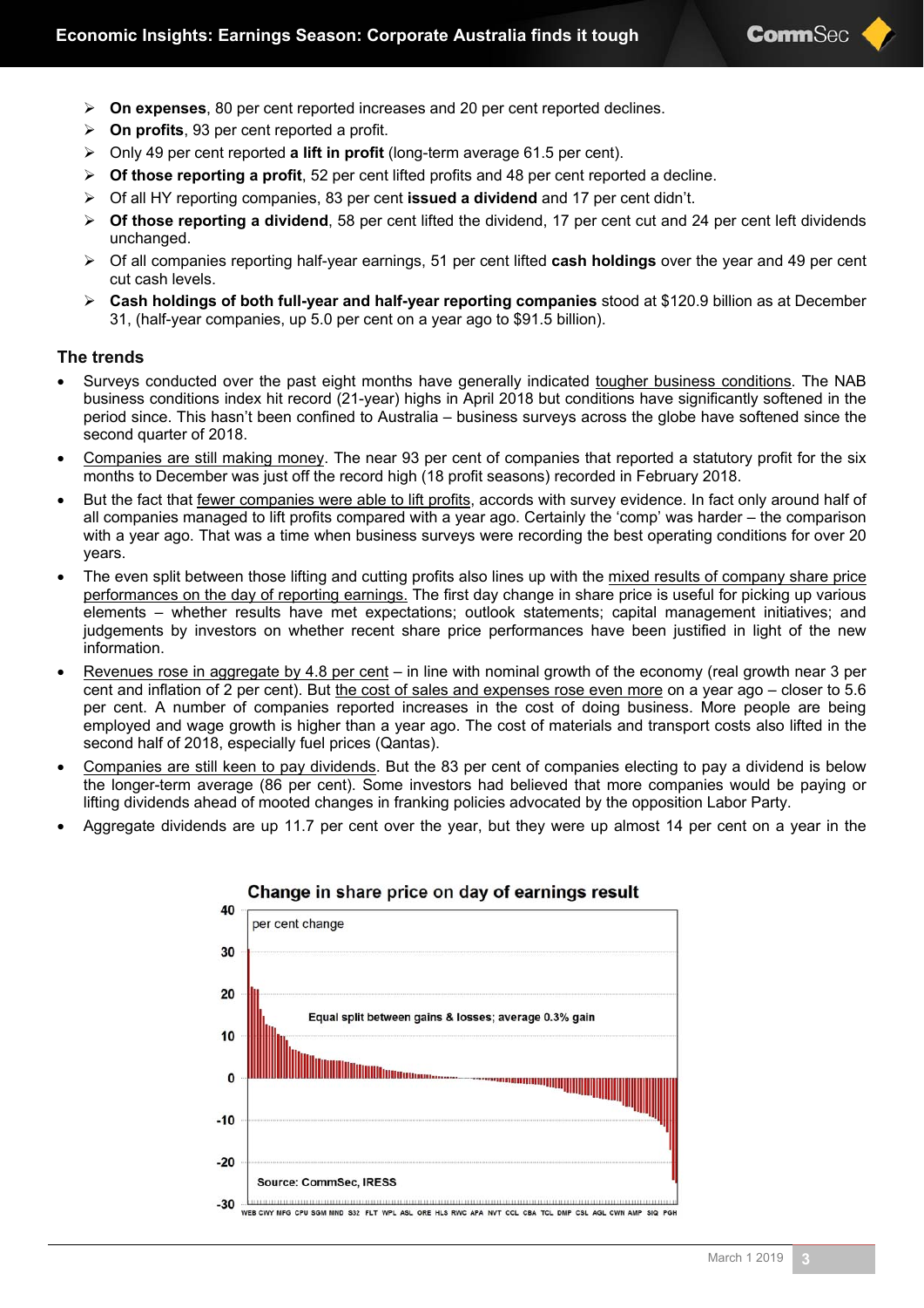- **On expenses**, 80 per cent reported increases and 20 per cent reported declines.
- **On profits**, 93 per cent reported a profit.
- Only 49 per cent reported **a lift in profit** (long-term average 61.5 per cent).
- **Of those reporting a profit**, 52 per cent lifted profits and 48 per cent reported a decline.
- Of all HY reporting companies, 83 per cent **issued a dividend** and 17 per cent didn't.
- **Of those reporting a dividend**, 58 per cent lifted the dividend, 17 per cent cut and 24 per cent left dividends unchanged.
- Of all companies reporting half-year earnings, 51 per cent lifted **cash holdings** over the year and 49 per cent cut cash levels.
- **Cash holdings of both full-year and half-year reporting companies** stood at $120.9 billion as at December 31, (half-year companies, up 5.0 per cent on a year ago to $91.5 billion).

### The trends

- Surveys conducted over the past eight months have generally indicated tougher business conditions. The NAB business conditions index hit record (21-year) highs in April 2018 but conditions have significantly softened in the period since. This hasn't been confined to Australia – business surveys across the globe have softened since the second quarter of 2018.
- Companies are still making money. The near 93 per cent of companies that reported a statutory profit for the six months to December was just off the record high (18 profit seasons) recorded in February 2018.
- But the fact that fewer companies were able to lift profits, accords with survey evidence. In fact only around half of all companies managed to lift profits compared with a year ago. Certainly the 'comp' was harder – the comparison with a year ago. That was a time when business surveys were recording the best operating conditions for over 20 years.
- The even split between those lifting and cutting profits also lines up with the mixed results of company share price performances on the day of reporting earnings. The first day change in share price is useful for picking up various elements – whether results have met expectations; outlook statements; capital management initiatives; and judgements by investors on whether recent share price performances have been justified in light of the new information.
- Revenues rose in aggregate by 4.8 per cent – in line with nominal growth of the economy (real growth near 3 per cent and inflation of 2 per cent). But the cost of sales and expenses rose even more on a year ago – closer to 5.6 per cent. A number of companies reported increases in the cost of doing business. More people are being employed and wage growth is higher than a year ago. The cost of materials and transport costs also lifted in the second half of 2018, especially fuel prices (Qantas).
- Companies are still keen to pay dividends. But the 83 per cent of companies electing to pay a dividend is below the longer-term average (86 per cent). Some investors had believed that more companies would be paying or lifting dividends ahead of mooted changes in franking policies advocated by the opposition Labor Party.
- Aggregate dividends are up 11.7 per cent over the year, but they were up almost 14 per cent on a year in the

**Change in share price on day of earnings result**

per cent change

Equal split between gains & losses; average 0.3% gain

Source: CommSec, IRESS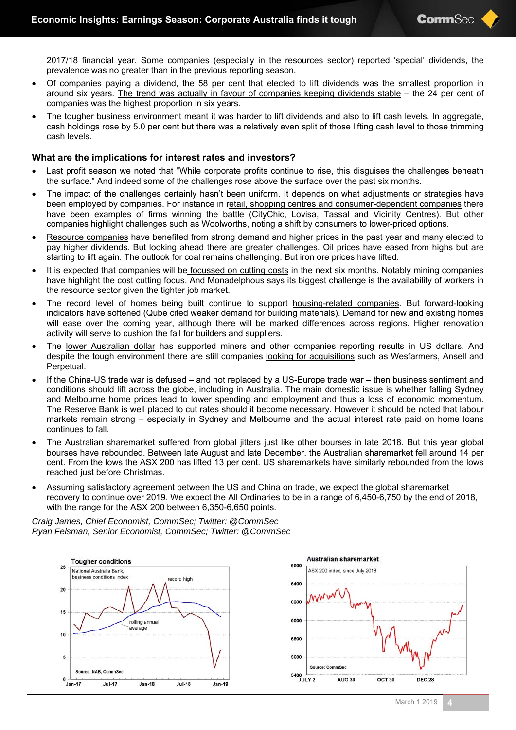2017/18 financial year. Some companies (especially in the resources sector) reported 'special' dividends, the prevalence was no greater than in the previous reporting season.

- Of companies paying a dividend, the 58 per cent that elected to lift dividends was the smallest proportion in around six years. The trend was actually in favour of companies keeping dividends stable – the 24 per cent of companies was the highest proportion in six years.
- The tougher business environment meant it was harder to lift dividends and also to lift cash levels. In aggregate, cash holdings rose by 5.0 per cent but there was a relatively even split of those lifting cash level to those trimming cash levels.

### What are the implications for interest rates and investors?

- Last profit season we noted that "While corporate profits continue to rise, this disguises the challenges beneath the surface." And indeed some of the challenges rose above the surface over the past six months.
- The impact of the challenges certainly hasn't been uniform. It depends on what adjustments or strategies have been employed by companies. For instance in retail, shopping centres and consumer-dependent companies there have been examples of firms winning the battle (CityChic, Lovisa, Tassal and Vicinity Centres). But other companies highlight challenges such as Woolworths, noting a shift by consumers to lower-priced options.
- Resource companies have benefited from strong demand and higher prices in the past year and many elected to pay higher dividends. But looking ahead there are greater challenges. Oil prices have eased from highs but are starting to lift again. The outlook for coal remains challenging. But iron ore prices have lifted.
- It is expected that companies will be focussed on cutting costs in the next six months. Notably mining companies have highlight the cost cutting focus. And Monadelphous says its biggest challenge is the availability of workers in the resource sector given the tighter job market.
- The record level of homes being built continue to support housing-related companies. But forward-looking indicators have softened (Qube cited weaker demand for building materials). Demand for new and existing homes will ease over the coming year, although there will be marked differences across regions. Higher renovation activity will serve to cushion the fall for builders and suppliers.
- The lower Australian dollar has supported miners and other companies reporting results in US dollars. And despite the tough environment there are still companies looking for acquisitions such as Wesfarmers, Ansell and Perpetual.
- If the China-US trade war is defused – and not replaced by a US-Europe trade war – then business sentiment and conditions should lift across the globe, including in Australia. The main domestic issue is whether falling Sydney and Melbourne home prices lead to lower spending and employment and thus a loss of economic momentum. The Reserve Bank is well placed to cut rates should it become necessary. However it should be noted that labour markets remain strong – especially in Sydney and Melbourne and the actual interest rate paid on home loans continues to fall.
- The Australian sharemarket suffered from global jitters just like other bourses in late 2018. But this year global bourses have rebounded. Between late August and late December, the Australian sharemarket fell around 14 per cent. From the lows the ASX 200 has lifted 13 per cent. US sharemarkets have similarly rebounded from the lows reached just before Christmas.
- Assuming satisfactory agreement between the US and China on trade, we expect the global sharemarket recovery to continue over 2019. We expect the All Ordinaries to be in a range of 6,450-6,750 by the end of 2018, with the range for the ASX 200 between 6,350-6,650 points.

*Craig James, Chief Economist, CommSec; Twitter: @CommSec*
*Ryan Felsman, Senior Economist, CommSec; Twitter: @CommSec*

**Tougher conditions**

National Australia Bank, business conditions index; record high; rolling annual average. Source: NAB, CommSec

**Australian sharemarket**

ASX 200 index, since July 2018. Source: CommSec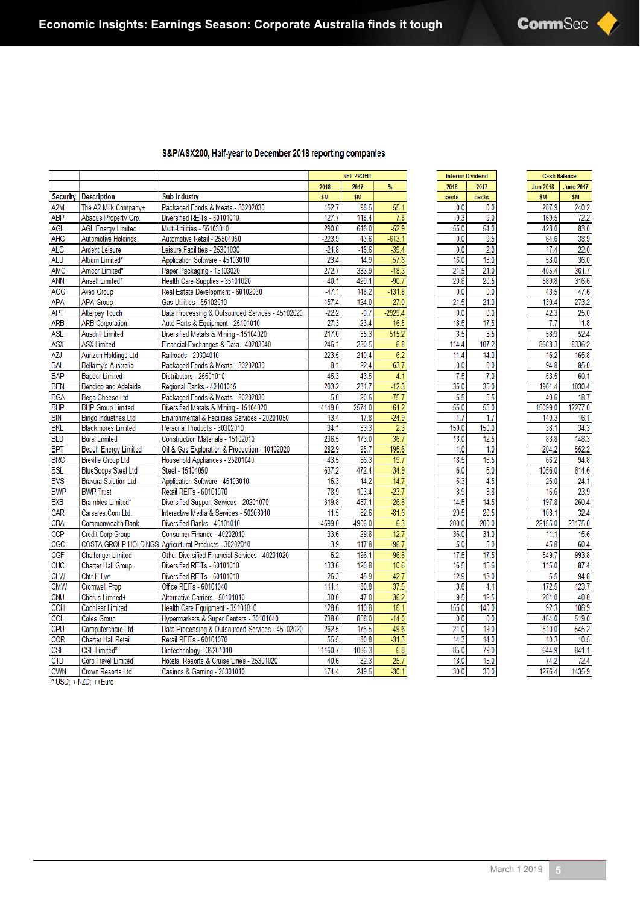## S&P/ASX200, Half-year to December 2018 reporting companies

| | | | NET PROFIT | | | Interim Dividend | | Cash Balance | |
|---|---|---|---|---|---|---|---|---|---|
| | | | 2018 | 2017 | % | 2018 | 2017 | Jun 2018 | June 2017 |
| Security | Description | Sub-Industry | $M | $M | | cents | cents | $M | $M |
| A2M | The A2 Milk Company+ | Packaged Foods & Meats - 30202030 | 152.7 | 98.5 | 55.1 | 0.0 | 0.0 | 287.9 | 240.2 |
| ABP | Abacus Property Grp. | Diversified REITs - 60101010 | 127.7 | 118.4 | 7.8 | 9.3 | 9.0 | 169.5 | 72.2 |
| AGL | AGL Energy Limited. | Multi-Utilities - 55103010 | 290.0 | 616.0 | -52.9 | 55.0 | 54.0 | 428.0 | 83.0 |
| AHG | Automotive Holdings. | Automotive Retail - 25504050 | -223.9 | 43.6 | -613.1 | 0.0 | 9.5 | 64.6 | 38.9 |
| ALG | Ardent Leisure | Leisure Facilities - 25301030 | -21.8 | -15.6 | -39.4 | 0.0 | 2.0 | 17.4 | 22.0 |
| ALU | Altium Limited* | Application Software - 45103010 | 23.4 | 14.9 | 57.6 | 16.0 | 13.0 | 58.0 | 36.0 |
| AMC | Amcor Limited* | Paper Packaging - 15103020 | 272.7 | 333.9 | -18.3 | 21.5 | 21.0 | 405.4 | 361.7 |
| ANN | Ansell Limited* | Health Care Supplies - 35101020 | 40.1 | 429.1 | -90.7 | 20.8 | 20.5 | 589.8 | 316.6 |
| AOG | Aveo Group | Real Estate Development - 60102030 | -47.1 | 148.2 | -131.8 | 0.0 | 0.0 | 43.5 | 47.6 |
| APA | APA Group | Gas Utilities - 55102010 | 157.4 | 124.0 | 27.0 | 21.5 | 21.0 | 130.4 | 273.2 |
| APT | Afterpay Touch | Data Processing & Outsourced Services - 45102020 | -22.2 | -0.7 | -2929.4 | 0.0 | 0.0 | 42.3 | 25.0 |
| ARB | ARB Corporation. | Auto Parts & Equipment - 25101010 | 27.3 | 23.4 | 16.5 | 18.5 | 17.5 | 7.7 | 1.8 |
| ASL | Ausdrill Limited | Diversified Metals & Mining - 15104020 | 217.0 | 35.3 | 515.2 | 3.5 | 3.5 | 58.9 | 52.4 |
| ASX | ASX Limited | Financial Exchanges & Data - 40203040 | 246.1 | 230.5 | 6.8 | 114.4 | 107.2 | 8688.3 | 8336.2 |
| AZJ | Aurizon Holdings Ltd | Railroads - 20304010 | 223.5 | 210.4 | 6.2 | 11.4 | 14.0 | 16.2 | 165.8 |
| BAL | Bellamy's Australia | Packaged Foods & Meats - 30202030 | 8.1 | 22.4 | -63.7 | 0.0 | 0.0 | 94.8 | 85.0 |
| BAP | Bapcor Limited | Distributors - 25501010 | 45.3 | 43.5 | 4.1 | 7.5 | 7.0 | 53.5 | 60.1 |
| BEN | Bendigo and Adelaide | Regional Banks - 40101015 | 203.2 | 231.7 | -12.3 | 35.0 | 35.0 | 1961.4 | 1030.4 |
| BGA | Bega Cheese Ltd | Packaged Foods & Meats - 30202030 | 5.0 | 20.6 | -75.7 | 5.5 | 5.5 | 40.6 | 18.7 |
| BHP | BHP Group Limited | Diversified Metals & Mining - 15104020 | 4149.0 | 2574.0 | 61.2 | 55.0 | 55.0 | 15099.0 | 12277.0 |
| BIN | Bingo Industries Ltd | Environmental & Facilities Services - 20201050 | 13.4 | 17.8 | -24.9 | 1.7 | 1.7 | 140.3 | 16.1 |
| BKL | Blackmores Limited | Personal Products - 30302010 | 34.1 | 33.3 | 2.3 | 150.0 | 150.0 | 38.1 | 34.3 |
| BLD | Boral Limited | Construction Materials - 15102010 | 236.5 | 173.0 | 36.7 | 13.0 | 12.5 | 83.8 | 148.3 |
| BPT | Beach Energy Limited | Oil & Gas Exploration & Production - 10102020 | 282.9 | 95.7 | 195.6 | 1.0 | 1.0 | 204.2 | 552.2 |
| BRG | Breville Group Ltd | Household Appliances - 25201040 | 43.5 | 36.3 | 19.7 | 18.5 | 16.5 | 66.2 | 94.8 |
| BSL | BlueScope Steel Ltd | Steel - 15104050 | 637.2 | 472.4 | 34.9 | 6.0 | 6.0 | 1056.0 | 814.6 |
| BVS | Bravura Solution Ltd | Application Software - 45103010 | 16.3 | 14.2 | 14.7 | 5.3 | 4.5 | 26.0 | 24.1 |
| BWP | BWP Trust | Retail REITs - 60101070 | 78.9 | 103.4 | -23.7 | 8.9 | 8.8 | 16.6 | 23.9 |
| BXB | Brambles Limited* | Diversified Support Services - 20201070 | 319.8 | 437.1 | -26.8 | 14.5 | 14.5 | 197.8 | 260.4 |
| CAR | Carsales Com Ltd. | Interactive Media & Services - 50203010 | 11.5 | 62.6 | -81.6 | 20.5 | 20.5 | 108.1 | 32.4 |
| CBA | Commonwealth Bank. | Diversified Banks - 40101010 | 4599.0 | 4906.0 | -6.3 | 200.0 | 200.0 | 22155.0 | 23175.0 |
| CCP | Credit Corp Group | Consumer Finance - 40202010 | 33.6 | 29.8 | 12.7 | 36.0 | 31.0 | 11.1 | 15.6 |
| CGC | COSTA GROUP HOLDINGS | Agricultural Products - 30202010 | 3.9 | 117.8 | -96.7 | 5.0 | 5.0 | 45.8 | 60.4 |
| CGF | Challenger Limited | Other Diversified Financial Services - 40201020 | 6.2 | 196.1 | -96.8 | 17.5 | 17.5 | 549.7 | 993.8 |
| CHC | Charter Hall Group | Diversified REITs - 60101010 | 133.6 | 120.8 | 10.6 | 16.5 | 15.6 | 115.0 | 87.4 |
| CLW | Chtr H Lwr | Diversified REITs - 60101010 | 26.3 | 45.9 | -42.7 | 12.9 | 13.0 | 5.5 | 94.8 |
| CMW | Cromwell Prop | Office REITs - 60101040 | 111.1 | 80.8 | 37.5 | 3.6 | 4.1 | 172.5 | 123.7 |
| CNU | Chorus Limited+ | Alternative Carriers - 50101010 | 30.0 | 47.0 | -36.2 | 9.5 | 12.5 | 281.0 | 40.0 |
| COH | Cochlear Limited | Health Care Equipment - 35101010 | 128.6 | 110.8 | 16.1 | 155.0 | 140.0 | 92.3 | 106.9 |
| COL | Coles Group | Hypermarkets & Super Centers - 30101040 | 738.0 | 858.0 | -14.0 | 0.0 | 0.0 | 484.0 | 519.0 |
| CPU | Computershare Ltd | Data Processing & Outsourced Services - 45102020 | 262.5 | 175.5 | 49.6 | 21.0 | 19.0 | 510.0 | 545.2 |
| CQR | Charter Hall Retail | Retail REITs - 60101070 | 55.5 | 80.8 | -31.3 | 14.3 | 14.0 | 10.3 | 10.5 |
| CSL | CSL Limited* | Biotechnology - 35201010 | 1160.7 | 1086.3 | 6.8 | 85.0 | 79.0 | 644.9 | 841.1 |
| CTD | Corp Travel Limited | Hotels, Resorts & Cruise Lines - 25301020 | 40.6 | 32.3 | 25.7 | 18.0 | 15.0 | 74.2 | 72.4 |
| CWN | Crown Resorts Ltd | Casinos & Gaming - 25301010 | 174.4 | 249.5 | -30.1 | 30.0 | 30.0 | 1276.4 | 1435.9 |

* USD; + NZD; ++Euro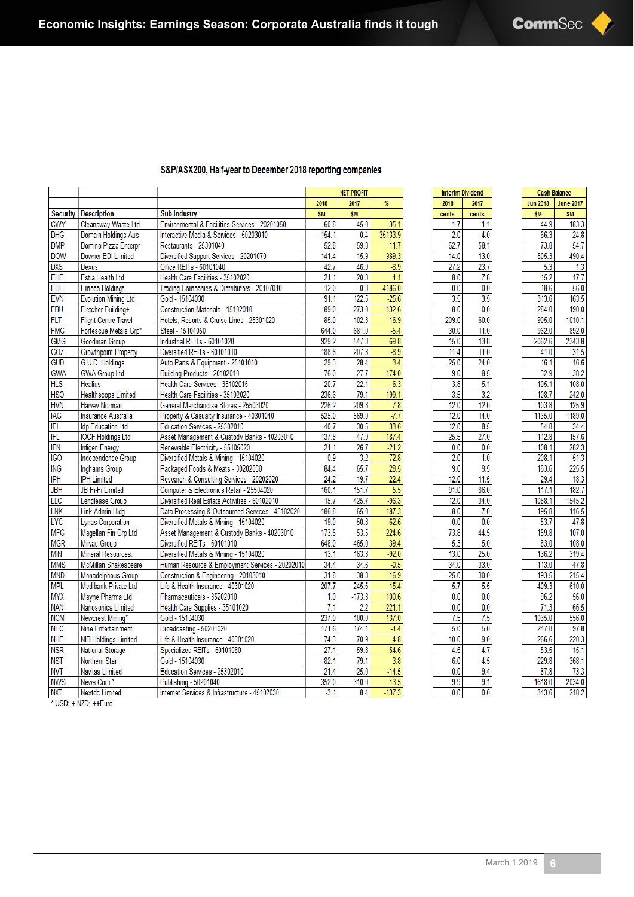## S&P/ASX200, Half-year to December 2018 reporting companies

| Security | Description | Sub-Industry | NET PROFIT 2018 $M | NET PROFIT 2017 $M | NET PROFIT % | Interim Dividend 2018 cents | Interim Dividend 2017 cents | Cash Balance Jun 2018 $M | Cash Balance June 2017 $M |
|---|---|---|---|---|---|---|---|---|---|
| CWY | Cleanaway Waste Ltd | Environmental & Facilities Services - 20201050 | 60.8 | 45.0 | 35.1 | 1.7 | 1.1 | 44.9 | 183.3 |
| DHG | Domain Holdings Aus | Interactive Media & Services - 50203010 | -154.1 | 0.4 | -35133.9 | 2.0 | 4.0 | 66.3 | 24.8 |
| DMP | Domino Pizza Enterpr | Restaurants - 25301040 | 52.8 | 59.8 | -11.7 | 62.7 | 58.1 | 73.8 | 54.7 |
| DOW | Downer EDI Limited | Diversified Support Services - 20201070 | 141.4 | -15.9 | 989.3 | 14.0 | 13.0 | 505.3 | 490.4 |
| DXS | Dexus | Office REITs - 60101040 | 42.7 | 46.9 | -8.9 | 27.2 | 23.7 | 5.3 | 1.3 |
| EHE | Estia Health Ltd | Health Care Facilities - 35102020 | 21.1 | 20.3 | 4.1 | 8.0 | 7.8 | 15.2 | 17.7 |
| EHL | Emeco Holdings | Trading Companies & Distributors - 20107010 | 12.0 | -0.3 | 4186.0 | 0.0 | 0.0 | 18.6 | 56.0 |
| EVN | Evolution Mining Ltd | Gold - 15104030 | 91.1 | 122.5 | -25.6 | 3.5 | 3.5 | 313.6 | 163.5 |
| FBU | Fletcher Building+ | Construction Materials - 15102010 | 89.0 | -273.0 | 132.6 | 8.0 | 0.0 | 284.0 | 190.0 |
| FLT | Flight Centre Travel | Hotels, Resorts & Cruise Lines - 25301020 | 85.0 | 102.3 | -16.9 | 209.0 | 60.0 | 905.0 | 1010.1 |
| FMG | Fortescue Metals Grp* | Steel - 15104050 | 644.0 | 681.0 | -5.4 | 30.0 | 11.0 | 962.0 | 892.0 |
| GMG | Goodman Group | Industrial REITs - 60101020 | 929.2 | 547.3 | 69.8 | 15.0 | 13.8 | 2062.6 | 2343.8 |
| GOZ | Growthpoint Property | Diversified REITs - 60101010 | 188.8 | 207.3 | -8.9 | 11.4 | 11.0 | 41.0 | 31.5 |
| GUD | G.U.D. Holdings | Auto Parts & Equipment - 25101010 | 29.3 | 28.4 | 3.4 | 25.0 | 24.0 | 16.1 | 16.6 |
| GWA | GWA Group Ltd | Building Products - 20102010 | 76.0 | 27.7 | 174.0 | 9.0 | 8.5 | 32.9 | 38.2 |
| HLS | Healius | Health Care Services - 35102015 | 20.7 | 22.1 | -6.3 | 3.8 | 5.1 | 105.1 | 108.0 |
| HSO | Healthscope Limited | Health Care Facilities - 35102020 | 236.6 | 79.1 | 199.1 | 3.5 | 3.2 | 108.7 | 242.0 |
| HVN | Harvey Norman | General Merchandise Stores - 25503020 | 226.2 | 209.8 | 7.8 | 12.0 | 12.0 | 103.8 | 125.9 |
| IAG | Insurance Australia | Property & Casualty Insurance - 40301040 | 525.0 | 569.0 | -7.7 | 12.0 | 14.0 | 1135.0 | 1189.0 |
| IEL | Idp Education Ltd | Education Services - 25302010 | 40.7 | 30.5 | 33.6 | 12.0 | 8.5 | 54.8 | 34.4 |
| IFL | IOOF Holdings Ltd | Asset Management & Custody Banks - 40203010 | 137.8 | 47.9 | 187.4 | 25.5 | 27.0 | 112.8 | 157.6 |
| IFN | Infigen Energy | Renewable Electricity - 55105020 | 21.1 | 26.7 | -21.2 | 0.0 | 0.0 | 108.1 | 282.3 |
| IGO | Independence Group | Diversified Metals & Mining - 15104020 | 0.9 | 3.2 | -72.8 | 2.0 | 1.0 | 208.1 | 51.3 |
| ING | Inghams Group | Packaged Foods & Meats - 30202030 | 84.4 | 65.7 | 28.5 | 9.0 | 9.5 | 163.6 | 225.5 |
| IPH | IPH Limited | Research & Consulting Services - 20202020 | 24.2 | 19.7 | 22.4 | 12.0 | 11.5 | 29.4 | 18.3 |
| JBH | JB Hi-Fi Limited | Computer & Electronics Retail - 25504020 | 160.1 | 151.7 | 5.5 | 91.0 | 86.0 | 117.1 | 182.7 |
| LLC | Lendlease Group | Diversified Real Estate Activities - 60102010 | 15.7 | 425.7 | -96.3 | 12.0 | 34.0 | 1088.1 | 1545.2 |
| LNK | Link Admin Hldg | Data Processing & Outsourced Services - 45102020 | 186.8 | 65.0 | 187.3 | 8.0 | 7.0 | 195.8 | 116.5 |
| LYC | Lynas Corporation | Diversified Metals & Mining - 15104020 | 19.0 | 50.8 | -62.6 | 0.0 | 0.0 | 53.7 | 47.8 |
| MFG | Magellan Fin Grp Ltd | Asset Management & Custody Banks - 40203010 | 173.5 | 53.5 | 224.6 | 73.8 | 44.5 | 159.8 | 107.0 |
| MGR | Mirvac Group | Diversified REITs - 60101010 | 648.0 | 465.0 | 39.4 | 5.3 | 5.0 | 83.0 | 108.0 |
| MIN | Mineral Resources. | Diversified Metals & Mining - 15104020 | 13.1 | 163.3 | -92.0 | 13.0 | 25.0 | 136.2 | 319.4 |
| MMS | McMillan Shakespeare | Human Resource & Employment Services - 20202010 | 34.4 | 34.6 | -0.5 | 34.0 | 33.0 | 113.0 | 47.8 |
| MND | Monadelphous Group | Construction & Engineering - 20103010 | 31.8 | 38.3 | -16.9 | 25.0 | 30.0 | 193.5 | 215.4 |
| MPL | Medibank Private Ltd | Life & Health Insurance - 40301020 | 207.7 | 245.6 | -15.4 | 5.7 | 5.5 | 409.3 | 610.0 |
| MYX | Mayne Pharma Ltd | Pharmaceuticals - 35202010 | 1.0 | -173.3 | 100.6 | 0.0 | 0.0 | 96.2 | 56.0 |
| NAN | Nanosonics Limited | Health Care Supplies - 35101020 | 7.1 | 2.2 | 221.1 | 0.0 | 0.0 | 71.3 | 66.5 |
| NCM | Newcrest Mining* | Gold - 15104030 | 237.0 | 100.0 | 137.0 | 7.5 | 7.5 | 1035.0 | 556.0 |
| NEC | Nine Entertainment | Broadcasting - 50201020 | 171.6 | 174.1 | -1.4 | 5.0 | 5.0 | 247.8 | 97.8 |
| NHF | NIB Holdings Limited | Life & Health Insurance - 40301020 | 74.3 | 70.9 | 4.8 | 10.0 | 9.0 | 266.6 | 220.3 |
| NSR | National Storage | Specialized REITs - 60101080 | 27.1 | 59.8 | -54.6 | 4.5 | 4.7 | 53.5 | 15.1 |
| NST | Northern Star | Gold - 15104030 | 82.1 | 79.1 | 3.8 | 6.0 | 4.5 | 229.8 | 368.1 |
| NVT | Navitas Limited | Education Services - 25302010 | 21.4 | 25.0 | -14.5 | 0.0 | 9.4 | 87.8 | 73.3 |
| NWS | News Corp.* | Publishing - 50201040 | 352.0 | 310.0 | 13.5 | 9.9 | 9.1 | 1618.0 | 2034.0 |
| NXT | Nextdc Limited | Internet Services & Infrastructure - 45102030 | -3.1 | 8.4 | -137.3 | 0.0 | 0.0 | 343.6 | 218.2 |

* USD; + NZD; ++Euro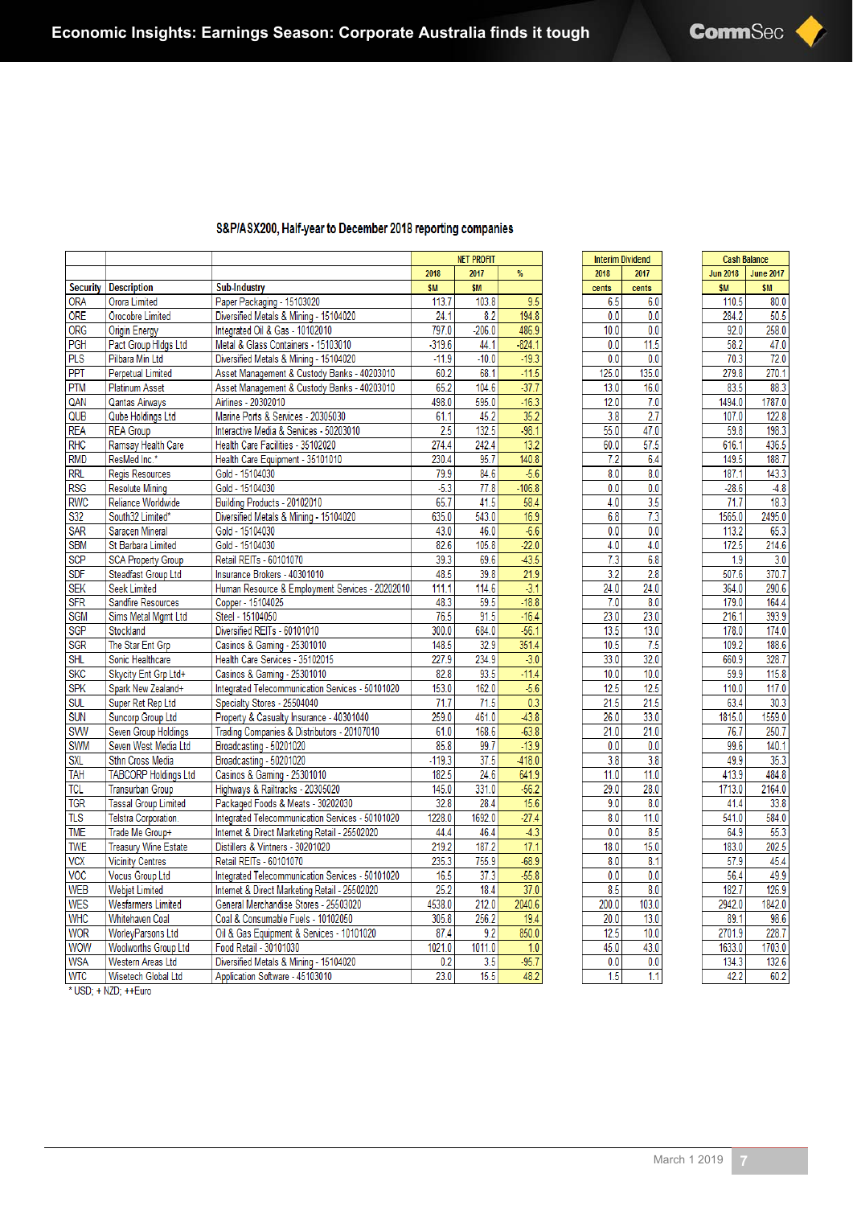## S&P/ASX200, Half-year to December 2018 reporting companies

| Security | Description | Sub-Industry | NET PROFIT 2018 $M | NET PROFIT 2017 $M | NET PROFIT % | Interim Dividend 2018 cents | Interim Dividend 2017 cents | Cash Balance Jun 2018 $M | Cash Balance June 2017 $M |
|---|---|---|---|---|---|---|---|---|---|
| ORA | Orora Limited | Paper Packaging - 15103020 | 113.7 | 103.8 | 9.5 | 6.5 | 6.0 | 110.5 | 80.0 |
| ORE | Orocobre Limited | Diversified Metals & Mining - 15104020 | 24.1 | 8.2 | 194.8 | 0.0 | 0.0 | 284.2 | 50.5 |
| ORG | Origin Energy | Integrated Oil & Gas - 10102010 | 797.0 | -206.0 | 486.9 | 10.0 | 0.0 | 92.0 | 258.0 |
| PGH | Pact Group Hldgs Ltd | Metal & Glass Containers - 15103010 | -319.6 | 44.1 | -824.1 | 0.0 | 11.5 | 58.2 | 47.0 |
| PLS | Pilbara Min Ltd | Diversified Metals & Mining - 15104020 | -11.9 | -10.0 | -19.3 | 0.0 | 0.0 | 70.3 | 72.0 |
| PPT | Perpetual Limited | Asset Management & Custody Banks - 40203010 | 60.2 | 68.1 | -11.5 | 125.0 | 135.0 | 279.8 | 270.1 |
| PTM | Platinum Asset | Asset Management & Custody Banks - 40203010 | 65.2 | 104.6 | -37.7 | 13.0 | 16.0 | 83.5 | 88.3 |
| QAN | Qantas Airways | Airlines - 20302010 | 498.0 | 595.0 | -16.3 | 12.0 | 7.0 | 1494.0 | 1787.0 |
| QUB | Qube Holdings Ltd | Marine Ports & Services - 20305030 | 61.1 | 45.2 | 35.2 | 3.8 | 2.7 | 107.0 | 122.8 |
| REA | REA Group | Interactive Media & Services - 50203010 | 2.5 | 132.5 | -98.1 | 55.0 | 47.0 | 59.8 | 198.3 |
| RHC | Ramsay Health Care | Health Care Facilities - 35102020 | 274.4 | 242.4 | 13.2 | 60.0 | 57.5 | 616.1 | 436.5 |
| RMD | ResMed Inc.* | Health Care Equipment - 35101010 | 230.4 | 95.7 | 140.8 | 7.2 | 6.4 | 149.5 | 188.7 |
| RRL | Regis Resources | Gold - 15104030 | 79.9 | 84.6 | -5.6 | 8.0 | 8.0 | 187.1 | 143.3 |
| RSG | Resolute Mining | Gold - 15104030 | -5.3 | 77.8 | -106.8 | 0.0 | 0.0 | -28.6 | -4.8 |
| RWC | Reliance Worldwide | Building Products - 20102010 | 65.7 | 41.5 | 58.4 | 4.0 | 3.5 | 71.7 | 18.3 |
| S32 | South32 Limited* | Diversified Metals & Mining - 15104020 | 635.0 | 543.0 | 16.9 | 6.8 | 7.3 | 1565.0 | 2495.0 |
| SAR | Saracen Mineral | Gold - 15104030 | 43.0 | 46.0 | -6.6 | 0.0 | 0.0 | 113.2 | 65.3 |
| SBM | St Barbara Limited | Gold - 15104030 | 82.6 | 105.8 | -22.0 | 4.0 | 4.0 | 172.5 | 214.6 |
| SCP | SCA Property Group | Retail REITs - 60101070 | 39.3 | 69.6 | -43.5 | 7.3 | 6.8 | 1.9 | 3.0 |
| SDF | Steadfast Group Ltd | Insurance Brokers - 40301010 | 48.5 | 39.8 | 21.9 | 3.2 | 2.8 | 507.6 | 370.7 |
| SEK | Seek Limited | Human Resource & Employment Services - 20202010 | 111.1 | 114.6 | -3.1 | 24.0 | 24.0 | 364.0 | 290.6 |
| SFR | Sandfire Resources | Copper - 15104025 | 48.3 | 59.5 | -18.8 | 7.0 | 8.0 | 179.0 | 164.4 |
| SGM | Sims Metal Mgmt Ltd | Steel - 15104050 | 76.5 | 91.5 | -16.4 | 23.0 | 23.0 | 216.1 | 393.9 |
| SGP | Stockland | Diversified REITs - 60101010 | 300.0 | 684.0 | -56.1 | 13.5 | 13.0 | 178.0 | 174.0 |
| SGR | The Star Ent Grp | Casinos & Gaming - 25301010 | 148.5 | 32.9 | 351.4 | 10.5 | 7.5 | 109.2 | 188.6 |
| SHL | Sonic Healthcare | Health Care Services - 35102015 | 227.9 | 234.9 | -3.0 | 33.0 | 32.0 | 660.9 | 328.7 |
| SKC | Skycity Ent Grp Ltd+ | Casinos & Gaming - 25301010 | 82.8 | 93.5 | -11.4 | 10.0 | 10.0 | 59.9 | 115.8 |
| SPK | Spark New Zealand+ | Integrated Telecommunication Services - 50101020 | 153.0 | 162.0 | -5.6 | 12.5 | 12.5 | 110.0 | 117.0 |
| SUL | Super Ret Rep Ltd | Specialty Stores - 25504040 | 71.7 | 71.5 | 0.3 | 21.5 | 21.5 | 63.4 | 30.3 |
| SUN | Suncorp Group Ltd | Property & Casualty Insurance - 40301040 | 259.0 | 461.0 | -43.8 | 26.0 | 33.0 | 1815.0 | 1559.0 |
| SVW | Seven Group Holdings | Trading Companies & Distributors - 20107010 | 61.0 | 168.6 | -63.8 | 21.0 | 21.0 | 76.7 | 250.7 |
| SWM | Seven West Media Ltd | Broadcasting - 50201020 | 85.8 | 99.7 | -13.9 | 0.0 | 0.0 | 99.6 | 140.1 |
| SXL | Sthn Cross Media | Broadcasting - 50201020 | -119.3 | 37.5 | -418.0 | 3.8 | 3.8 | 49.9 | 35.3 |
| TAH | TABCORP Holdings Ltd | Casinos & Gaming - 25301010 | 182.5 | 24.6 | 641.9 | 11.0 | 11.0 | 413.9 | 484.8 |
| TCL | Transurban Group | Highways & Railtracks - 20305020 | 145.0 | 331.0 | -56.2 | 29.0 | 28.0 | 1713.0 | 2164.0 |
| TGR | Tassal Group Limited | Packaged Foods & Meats - 30202030 | 32.8 | 28.4 | 15.6 | 9.0 | 8.0 | 41.4 | 33.8 |
| TLS | Telstra Corporation. | Integrated Telecommunication Services - 50101020 | 1228.0 | 1692.0 | -27.4 | 8.0 | 11.0 | 541.0 | 584.0 |
| TME | Trade Me Group+ | Internet & Direct Marketing Retail - 25502020 | 44.4 | 46.4 | -4.3 | 0.0 | 8.5 | 64.9 | 55.3 |
| TWE | Treasury Wine Estate | Distillers & Vintners - 30201020 | 219.2 | 187.2 | 17.1 | 18.0 | 15.0 | 183.0 | 202.5 |
| VCX | Vicinity Centres | Retail REITs - 60101070 | 235.3 | 755.9 | -68.9 | 8.0 | 8.1 | 57.9 | 45.4 |
| VOC | Vocus Group Ltd | Integrated Telecommunication Services - 50101020 | 16.5 | 37.3 | -55.8 | 0.0 | 0.0 | 56.4 | 49.9 |
| WEB | Webjet Limited | Internet & Direct Marketing Retail - 25502020 | 25.2 | 18.4 | 37.0 | 8.5 | 8.0 | 182.7 | 126.9 |
| WES | Wesfarmers Limited | General Merchandise Stores - 25503020 | 4538.0 | 212.0 | 2040.6 | 200.0 | 103.0 | 2942.0 | 1842.0 |
| WHC | Whitehaven Coal | Coal & Consumable Fuels - 10102050 | 305.8 | 256.2 | 19.4 | 20.0 | 13.0 | 89.1 | 98.6 |
| WOR | WorleyParsons Ltd | Oil & Gas Equipment & Services - 10101020 | 87.4 | 9.2 | 850.0 | 12.5 | 10.0 | 2701.9 | 228.7 |
| WOW | Woolworths Group Ltd | Food Retail - 30101030 | 1021.0 | 1011.0 | 1.0 | 45.0 | 43.0 | 1633.0 | 1703.0 |
| WSA | Western Areas Ltd | Diversified Metals & Mining - 15104020 | 0.2 | 3.5 | -95.7 | 0.0 | 0.0 | 134.3 | 132.6 |
| WTC | Wisetech Global Ltd | Application Software - 45103010 | 23.0 | 15.5 | 48.2 | 1.5 | 1.1 | 42.2 | 60.2 |

* USD; + NZD; ++Euro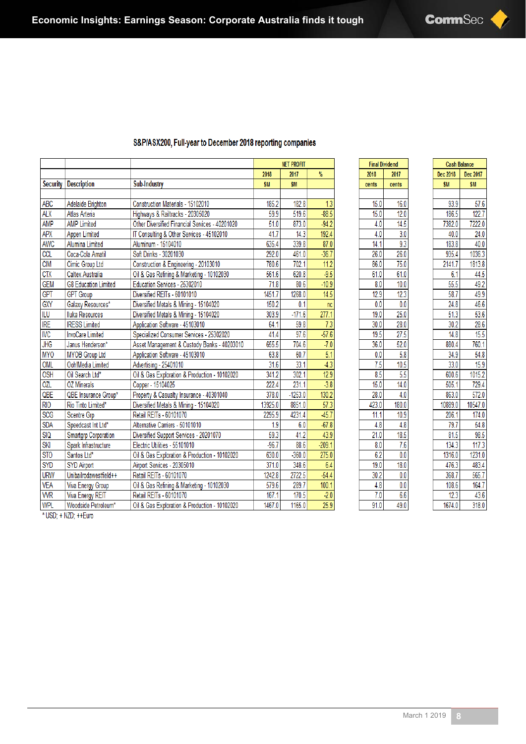## S&P/ASX200, Full-year to December 2018 reporting companies

| | | | NET PROFIT | | | Final Dividend | | Cash Balance | |
|---|---|---|---|---|---|---|---|---|---|
| | | | 2018 | 2017 | % | 2018 | 2017 | Dec 2018 | Dec 2017 |
| Security | Description | Sub-Industry | $M | $M | | cents | cents | $M | $M |
| ABC | Adelaide Brighton | Construction Materials - 15102010 | 185.2 | 182.8 | 1.3 | 15.0 | 16.0 | 93.9 | 57.6 |
| ALX | Atlas Arteria | Highways & Railtracks - 20305020 | 59.9 | 519.6 | -88.5 | 15.0 | 12.0 | 186.5 | 122.7 |
| AMP | AMP Limited | Other Diversified Financial Services - 40201020 | 51.0 | 873.0 | -94.2 | 4.0 | 14.5 | 7382.0 | 7222.0 |
| APX | Appen Limited | IT Consulting & Other Services - 45102010 | 41.7 | 14.3 | 192.4 | 4.0 | 3.0 | 40.0 | 24.0 |
| AWC | Alumina Limited | Aluminum - 15104010 | 635.4 | 339.8 | 87.0 | 14.1 | 9.3 | 183.8 | 40.0 |
| CCL | Coca-Cola Amatil | Soft Drinks - 30201030 | 292.0 | 461.0 | -36.7 | 26.0 | 26.0 | 935.4 | 1036.3 |
| CIM | Cimic Group Ltd | Construction & Engineering - 20103010 | 780.6 | 702.1 | 11.2 | 86.0 | 75.0 | 2141.7 | 1813.8 |
| CTX | Caltex Australia | Oil & Gas Refining & Marketing - 10102030 | 561.6 | 620.8 | -9.5 | 61.0 | 61.0 | 6.1 | 44.5 |
| GEM | G8 Education Limited | Education Services - 25302010 | 71.8 | 80.6 | -10.9 | 8.0 | 10.0 | 55.5 | 49.2 |
| GPT | GPT Group | Diversified REITs - 60101010 | 1451.7 | 1268.0 | 14.5 | 12.9 | 12.3 | 58.7 | 49.9 |
| GXY | Galaxy Resources* | Diversified Metals & Mining - 15104020 | 150.2 | 0.1 | nc | 0.0 | 0.0 | 24.8 | 46.6 |
| ILU | Iluka Resources | Diversified Metals & Mining - 15104020 | 303.9 | -171.6 | 277.1 | 19.0 | 25.0 | 51.3 | 53.6 |
| IRE | IRESS Limited | Application Software - 45103010 | 64.1 | 59.8 | 7.3 | 30.0 | 28.0 | 30.2 | 29.6 |
| IVC | InvoCare Limited | Specialized Consumer Services - 25302020 | 41.4 | 97.6 | -57.6 | 19.5 | 27.5 | 14.8 | 15.5 |
| JHG | Janus Henderson* | Asset Management & Custody Banks - 40203010 | 655.5 | 704.6 | -7.0 | 36.0 | 52.0 | 880.4 | 760.1 |
| MYO | MYOB Group Ltd | Application Software - 45103010 | 63.8 | 60.7 | 5.1 | 0.0 | 5.8 | 34.9 | 54.8 |
| OML | Ooh!Media Limited | Advertising - 25401010 | 31.6 | 33.1 | -4.3 | 7.5 | 10.5 | 33.0 | 15.9 |
| OSH | Oil Search Ltd* | Oil & Gas Exploration & Production - 10102020 | 341.2 | 302.1 | 12.9 | 8.5 | 5.5 | 600.6 | 1015.2 |
| OZL | OZ Minerals | Copper - 15104025 | 222.4 | 231.1 | -3.8 | 15.0 | 14.0 | 505.1 | 729.4 |
| QBE | QBE Insurance Group* | Property & Casualty Insurance - 40301040 | 378.0 | -1253.0 | 130.2 | 28.0 | 4.0 | 863.0 | 572.0 |
| RIO | Rio Tinto Limited* | Diversified Metals & Mining - 15104020 | 13925.0 | 8851.0 | 57.3 | 423.0 | 180.0 | 10889.0 | 10547.0 |
| SCG | Scentre Grp | Retail REITs - 60101070 | 2295.9 | 4231.4 | -45.7 | 11.1 | 10.9 | 206.1 | 174.0 |
| SDA | Speedcast Int Ltd* | Alternative Carriers - 50101010 | 1.9 | 6.0 | -67.8 | 4.8 | 4.8 | 79.7 | 54.8 |
| SIQ | Smartgrp Corporation | Diversified Support Services - 20201070 | 59.3 | 41.2 | 43.9 | 21.0 | 18.5 | 81.5 | 98.5 |
| SKI | Spark Infrastructure | Electric Utilities - 55101010 | -96.7 | 88.6 | -209.1 | 8.0 | 7.6 | 134.3 | 117.3 |
| STO | Santos Ltd* | Oil & Gas Exploration & Production - 10102020 | 630.0 | -360.0 | 275.0 | 6.2 | 0.0 | 1316.0 | 1231.0 |
| SYD | SYD Airport | Airport Services - 20305010 | 371.0 | 348.6 | 6.4 | 19.0 | 18.0 | 476.3 | 483.4 |
| URW | Unibailrodawestfield++ | Retail REITs - 60101070 | 1242.8 | 2722.5 | -54.4 | 30.2 | 0.0 | 368.7 | 565.7 |
| VEA | Viva Energy Group | Oil & Gas Refining & Marketing - 10102030 | 579.6 | 289.7 | 100.1 | 4.8 | 0.0 | 108.6 | 164.7 |
| VVR | Viva Energy REIT | Retail REITs - 60101070 | 167.1 | 170.5 | -2.0 | 7.0 | 6.6 | 12.3 | 43.6 |
| WPL | Woodside Petroleum* | Oil & Gas Exploration & Production - 10102020 | 1467.0 | 1165.0 | 25.9 | 91.0 | 49.0 | 1674.0 | 318.0 |

* USD; + NZD; ++Euro